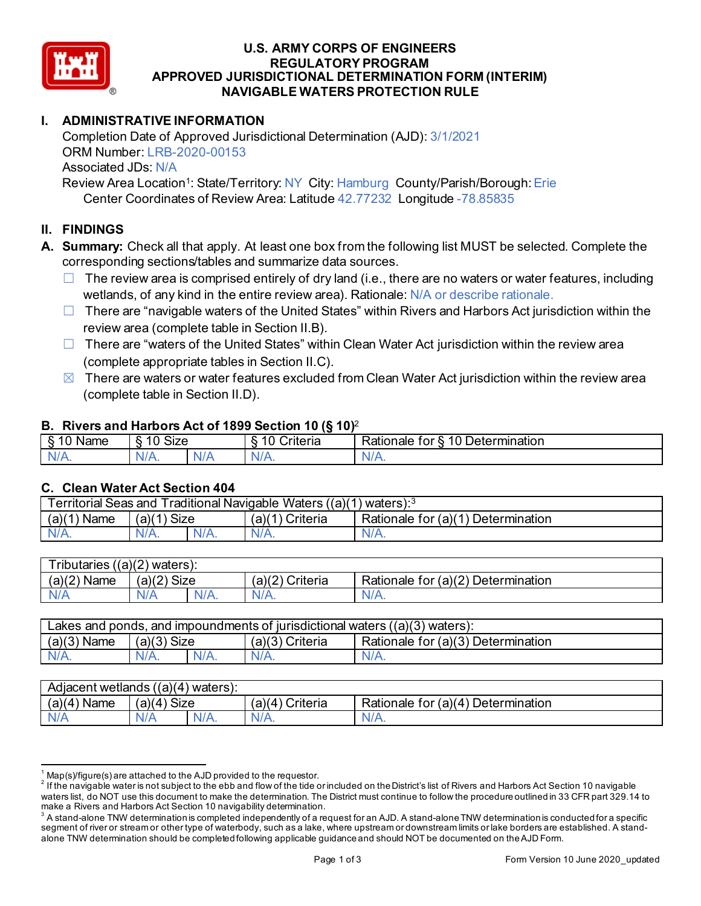# U.S. ARMY CORPS OF ENGINEERS
# REGULATORY PROGRAM
# APPROVED JURISDICTIONAL DETERMINATION FORM (INTERIM)
# NAVIGABLE WATERS PROTECTION RULE

## I. ADMINISTRATIVE INFORMATION

Completion Date of Approved Jurisdictional Determination (AJD): 3/1/2021
ORM Number: LRB-2020-00153
Associated JDs: N/A
Review Area Location[1]: State/Territory: NY City: Hamburg County/Parish/Borough: Erie
Center Coordinates of Review Area: Latitude 42.77232 Longitude -78.85835

## II. FINDINGS

**A. Summary:** Check all that apply. At least one box from the following list MUST be selected. Complete the corresponding sections/tables and summarize data sources.

- ☐ The review area is comprised entirely of dry land (i.e., there are no waters or water features, including wetlands, of any kind in the entire review area). Rationale: N/A or describe rationale.
- ☐ There are "navigable waters of the United States" within Rivers and Harbors Act jurisdiction within the review area (complete table in Section II.B).
- ☐ There are "waters of the United States" within Clean Water Act jurisdiction within the review area (complete appropriate tables in Section II.C).
- ☒ There are waters or water features excluded from Clean Water Act jurisdiction within the review area (complete table in Section II.D).

### B. Rivers and Harbors Act of 1899 Section 10 (§ 10)[2]

| § 10 Name | § 10 Size | | § 10 Criteria | Rationale for § 10 Determination |
|---|---|---|---|---|
| N/A. | N/A. | N/A | N/A. | N/A. |

### C. Clean Water Act Section 404

| Territorial Seas and Traditional Navigable Waters ((a)(1) waters):[3] | | | | |
|---|---|---|---|---|
| (a)(1) Name | (a)(1) Size | | (a)(1) Criteria | Rationale for (a)(1) Determination |
| N/A. | N/A. | N/A. | N/A. | N/A. |

| Tributaries ((a)(2) waters): | | | | |
|---|---|---|---|---|
| (a)(2) Name | (a)(2) Size | | (a)(2) Criteria | Rationale for (a)(2) Determination |
| N/A | N/A | N/A. | N/A. | N/A. |

| Lakes and ponds, and impoundments of jurisdictional waters ((a)(3) waters): | | | | |
|---|---|---|---|---|
| (a)(3) Name | (a)(3) Size | | (a)(3) Criteria | Rationale for (a)(3) Determination |
| N/A. | N/A. | N/A. | N/A. | N/A. |

| Adjacent wetlands ((a)(4) waters): | | | | |
|---|---|---|---|---|
| (a)(4) Name | (a)(4) Size | | (a)(4) Criteria | Rationale for (a)(4) Determination |
| N/A | N/A | N/A. | N/A. | N/A. |

---

[1] Map(s)/figure(s) are attached to the AJD provided to the requestor.

[2] If the navigable water is not subject to the ebb and flow of the tide or included on the District's list of Rivers and Harbors Act Section 10 navigable waters list, do NOT use this document to make the determination. The District must continue to follow the procedure outlined in 33 CFR part 329.14 to make a Rivers and Harbors Act Section 10 navigability determination.

[3] A stand-alone TNW determination is completed independently of a request for an AJD. A stand-alone TNW determination is conducted for a specific segment of river or stream or other type of waterbody, such as a lake, where upstream or downstream limits or lake borders are established. A stand-alone TNW determination should be completed following applicable guidance and should NOT be documented on the AJD Form.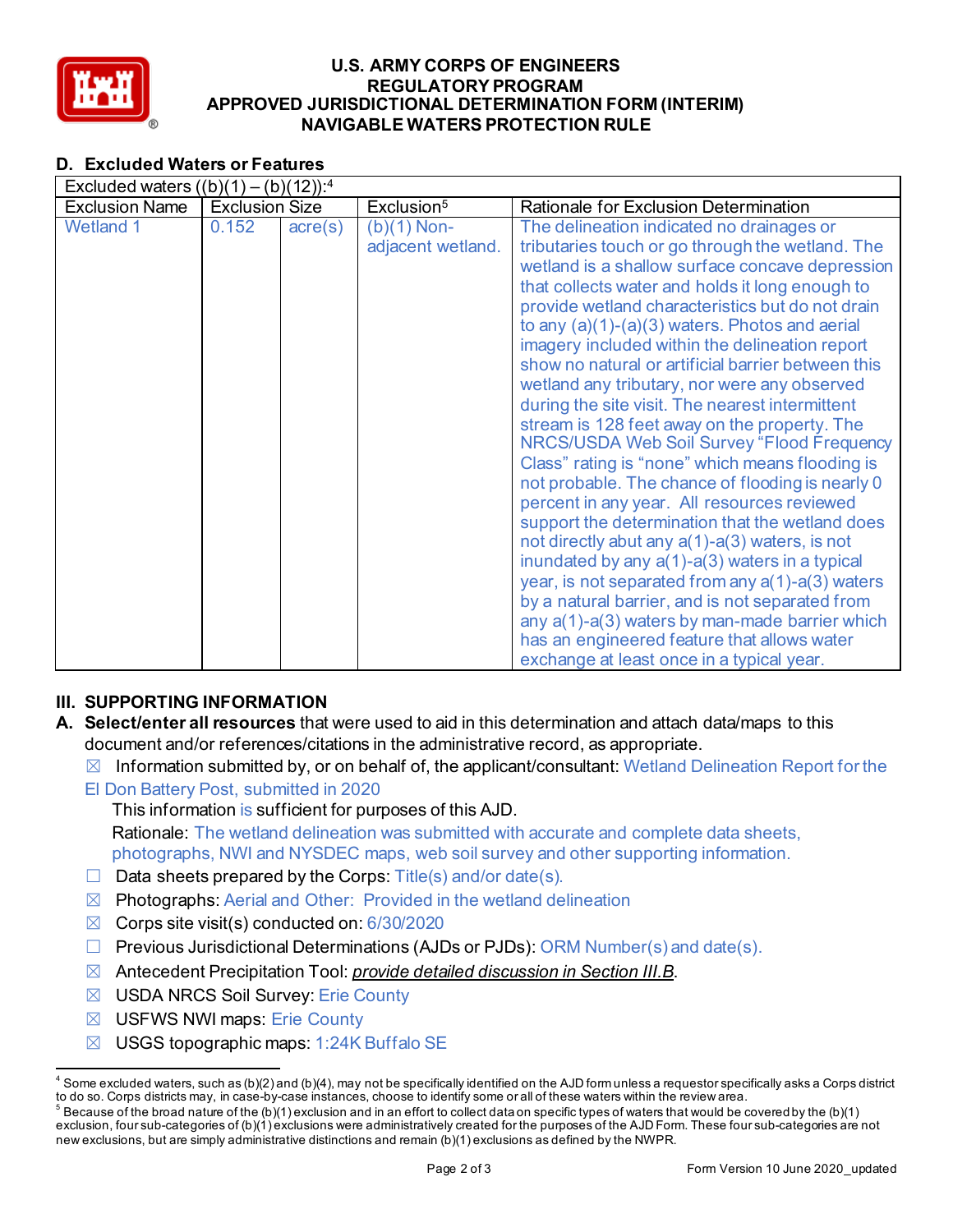## D. Excluded Waters or Features

| Excluded waters ((b)(1) – (b)(12)):[4] | | | | |
|---|---|---|---|---|
| Exclusion Name | Exclusion Size | | Exclusion[5] | Rationale for Exclusion Determination |
| Wetland 1 | 0.152 | acre(s) | (b)(1) Non-adjacent wetland. | The delineation indicated no drainages or tributaries touch or go through the wetland. The wetland is a shallow surface concave depression that collects water and holds it long enough to provide wetland characteristics but do not drain to any (a)(1)-(a)(3) waters. Photos and aerial imagery included within the delineation report show no natural or artificial barrier between this wetland any tributary, nor were any observed during the site visit. The nearest intermittent stream is 128 feet away on the property. The NRCS/USDA Web Soil Survey "Flood Frequency Class" rating is "none" which means flooding is not probable. The chance of flooding is nearly 0 percent in any year. All resources reviewed support the determination that the wetland does not directly abut any a(1)-a(3) waters, is not inundated by any a(1)-a(3) waters in a typical year, is not separated from any a(1)-a(3) waters by a natural barrier, and is not separated from any a(1)-a(3) waters by man-made barrier which has an engineered feature that allows water exchange at least once in a typical year. |

## III. SUPPORTING INFORMATION

**A. Select/enter all resources** that were used to aid in this determination and attach data/maps to this document and/or references/citations in the administrative record, as appropriate.

☒ Information submitted by, or on behalf of, the applicant/consultant: Wetland Delineation Report for the El Don Battery Post, submitted in 2020

This information is sufficient for purposes of this AJD.

Rationale: The wetland delineation was submitted with accurate and complete data sheets, photographs, NWI and NYSDEC maps, web soil survey and other supporting information.

☐ Data sheets prepared by the Corps: Title(s) and/or date(s).

☒ Photographs: Aerial and Other: Provided in the wetland delineation

☒ Corps site visit(s) conducted on: 6/30/2020

☐ Previous Jurisdictional Determinations (AJDs or PJDs): ORM Number(s) and date(s).

☒ Antecedent Precipitation Tool: *provide detailed discussion in Section III.B*.

☒ USDA NRCS Soil Survey: Erie County

☒ USFWS NWI maps: Erie County

☒ USGS topographic maps: 1:24K Buffalo SE

---

[4] Some excluded waters, such as (b)(2) and (b)(4), may not be specifically identified on the AJD form unless a requestor specifically asks a Corps district to do so. Corps districts may, in case-by-case instances, choose to identify some or all of these waters within the review area.

[5] Because of the broad nature of the (b)(1) exclusion and in an effort to collect data on specific types of waters that would be covered by the (b)(1) exclusion, four sub-categories of (b)(1) exclusions were administratively created for the purposes of the AJD Form. These four sub-categories are not new exclusions, but are simply administrative distinctions and remain (b)(1) exclusions as defined by the NWPR.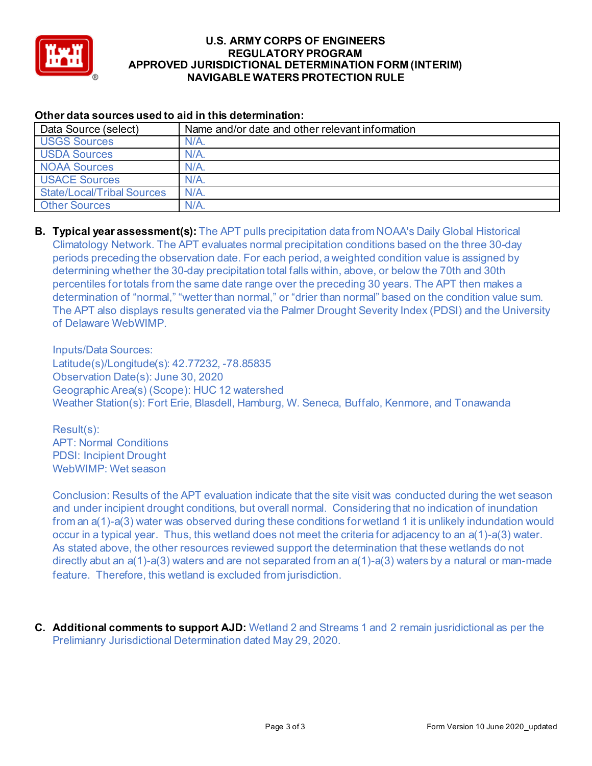# U.S. ARMY CORPS OF ENGINEERS
## REGULATORY PROGRAM
## APPROVED JURISDICTIONAL DETERMINATION FORM (INTERIM)
## NAVIGABLE WATERS PROTECTION RULE

**Other data sources used to aid in this determination:**

| Data Source (select) | Name and/or date and other relevant information |
|---|---|
| USGS Sources | N/A. |
| USDA Sources | N/A. |
| NOAA Sources | N/A. |
| USACE Sources | N/A. |
| State/Local/Tribal Sources | N/A. |
| Other Sources | N/A. |

**B. Typical year assessment(s):** The APT pulls precipitation data from NOAA's Daily Global Historical Climatology Network. The APT evaluates normal precipitation conditions based on the three 30-day periods preceding the observation date. For each period, a weighted condition value is assigned by determining whether the 30-day precipitation total falls within, above, or below the 70th and 30th percentiles for totals from the same date range over the preceding 30 years. The APT then makes a determination of "normal," "wetter than normal," or "drier than normal" based on the condition value sum. The APT also displays results generated via the Palmer Drought Severity Index (PDSI) and the University of Delaware WebWIMP.

Inputs/Data Sources:
Latitude(s)/Longitude(s): 42.77232, -78.85835
Observation Date(s): June 30, 2020
Geographic Area(s) (Scope): HUC 12 watershed
Weather Station(s): Fort Erie, Blasdell, Hamburg, W. Seneca, Buffalo, Kenmore, and Tonawanda

Result(s):
APT: Normal Conditions
PDSI: Incipient Drought
WebWIMP: Wet season

Conclusion: Results of the APT evaluation indicate that the site visit was conducted during the wet season and under incipient drought conditions, but overall normal. Considering that no indication of inundation from an a(1)-a(3) water was observed during these conditions for wetland 1 it is unlikely inundation would occur in a typical year. Thus, this wetland does not meet the criteria for adjacency to an a(1)-a(3) water. As stated above, the other resources reviewed support the determination that these wetlands do not directly abut an a(1)-a(3) waters and are not separated from an a(1)-a(3) waters by a natural or man-made feature. Therefore, this wetland is excluded from jurisdiction.

**C. Additional comments to support AJD:** Wetland 2 and Streams 1 and 2 remain jusridictional as per the Prelimianry Jurisdictional Determination dated May 29, 2020.